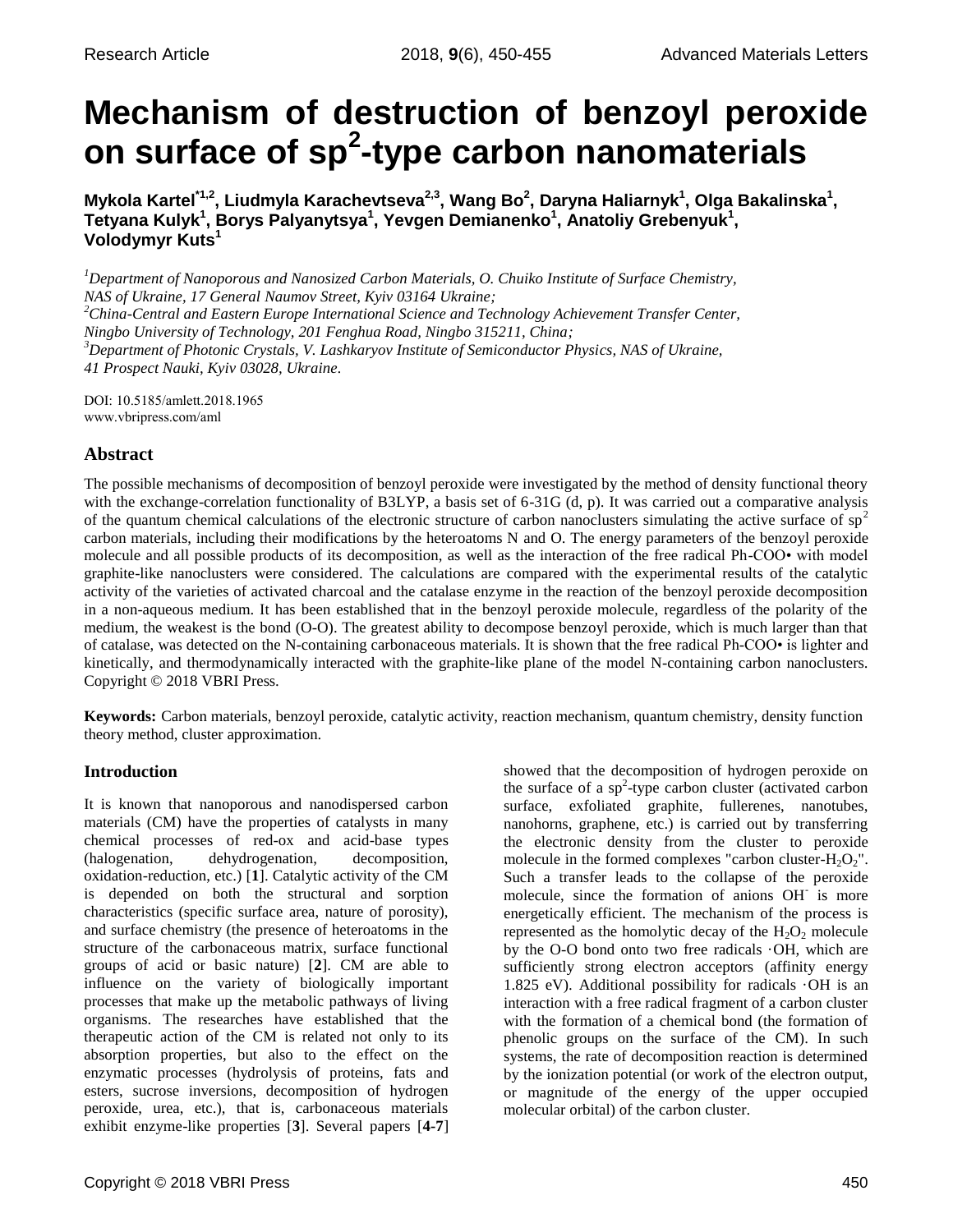# Mechanism of destruction of benzoyl peroxide on surface of $sp^2$-type carbon nanomaterials

**Mykola Kartel[\*1,2], Liudmyla Karachevtseva[2,3], Wang Bo[2], Daryna Haliarnyk[1], Olga Bakalinska[1], Tetyana Kulyk[1], Borys Palyanytsya[1], Yevgen Demianenko[1], Anatoliy Grebenyuk[1], Volodymyr Kuts[1]**

*[1]Department of Nanoporous and Nanosized Carbon Materials, O. Chuiko Institute of Surface Chemistry, NAS of Ukraine, 17 General Naumov Street, Kyiv 03164 Ukraine;*
*[2]China-Central and Eastern Europe International Science and Technology Achievement Transfer Center, Ningbo University of Technology, 201 Fenghua Road, Ningbo 315211, China;*
*[3]Department of Photonic Crystals, V. Lashkaryov Institute of Semiconductor Physics, NAS of Ukraine, 41 Prospect Nauki, Kyiv 03028, Ukraine.*

DOI: 10.5185/amlett.2018.1965
www.vbripress.com/aml

## Abstract

The possible mechanisms of decomposition of benzoyl peroxide were investigated by the method of density functional theory with the exchange-correlation functionality of B3LYP, a basis set of 6-31G (d, p). It was carried out a comparative analysis of the quantum chemical calculations of the electronic structure of carbon nanoclusters simulating the active surface of $sp^2$ carbon materials, including their modifications by the heteroatoms N and O. The energy parameters of the benzoyl peroxide molecule and all possible products of its decomposition, as well as the interaction of the free radical Ph-COO• with model graphite-like nanoclusters were considered. The calculations are compared with the experimental results of the catalytic activity of the varieties of activated charcoal and the catalase enzyme in the reaction of the benzoyl peroxide decomposition in a non-aqueous medium. It has been established that in the benzoyl peroxide molecule, regardless of the polarity of the medium, the weakest is the bond (O-O). The greatest ability to decompose benzoyl peroxide, which is much larger than that of catalase, was detected on the N-containing carbonaceous materials. It is shown that the free radical Ph-COO• is lighter and kinetically, and thermodynamically interacted with the graphite-like plane of the model N-containing carbon nanoclusters. Copyright © 2018 VBRI Press.

**Keywords:** Carbon materials, benzoyl peroxide, catalytic activity, reaction mechanism, quantum chemistry, density function theory method, cluster approximation.

## Introduction

It is known that nanoporous and nanodispersed carbon materials (CM) have the properties of catalysts in many chemical processes of red-ox and acid-base types (halogenation, dehydrogenation, decomposition, oxidation-reduction, etc.) [**1**]. Catalytic activity of the CM is depended on both the structural and sorption characteristics (specific surface area, nature of porosity), and surface chemistry (the presence of heteroatoms in the structure of the carbonaceous matrix, surface functional groups of acid or basic nature) [**2**]. CM are able to influence on the variety of biologically important processes that make up the metabolic pathways of living organisms. The researches have established that the therapeutic action of the CM is related not only to its absorption properties, but also to the effect on the enzymatic processes (hydrolysis of proteins, fats and esters, sucrose inversions, decomposition of hydrogen peroxide, urea, etc.), that is, carbonaceous materials exhibit enzyme-like properties [**3**]. Several papers [**4-7**] showed that the decomposition of hydrogen peroxide on the surface of a $sp^2$-type carbon cluster (activated carbon surface, exfoliated graphite, fullerenes, nanotubes, nanohorns, graphene, etc.) is carried out by transferring the electronic density from the cluster to peroxide molecule in the formed complexes "carbon cluster-$H_2O_2$". Such a transfer leads to the collapse of the peroxide molecule, since the formation of anions $OH^-$ is more energetically efficient. The mechanism of the process is represented as the homolytic decay of the $H_2O_2$ molecule by the O-O bond onto two free radicals ·OH, which are sufficiently strong electron acceptors (affinity energy 1.825 eV). Additional possibility for radicals ·OH is an interaction with a free radical fragment of a carbon cluster with the formation of a chemical bond (the formation of phenolic groups on the surface of the CM). In such systems, the rate of decomposition reaction is determined by the ionization potential (or work of the electron output, or magnitude of the energy of the upper occupied molecular orbital) of the carbon cluster.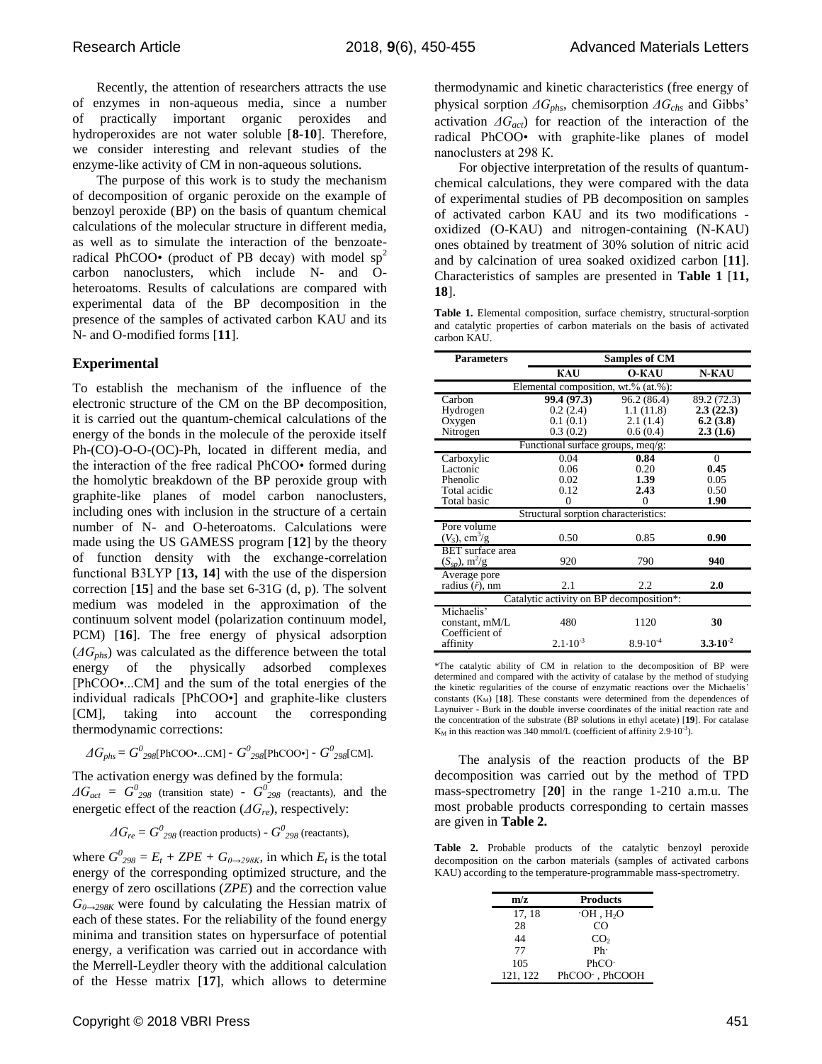Recently, the attention of researchers attracts the use of enzymes in non-aqueous media, since a number of practically important organic peroxides and hydroperoxides are not water soluble [**8-10**]. Therefore, we consider interesting and relevant studies of the enzyme-like activity of CM in non-aqueous solutions.

The purpose of this work is to study the mechanism of decomposition of organic peroxide on the example of benzoyl peroxide (BP) on the basis of quantum chemical calculations of the molecular structure in different media, as well as to simulate the interaction of the benzoate-radical PhCOO• (product of PB decay) with model $sp^2$ carbon nanoclusters, which include N- and O-heteroatoms. Results of calculations are compared with experimental data of the BP decomposition in the presence of the samples of activated carbon KAU and its N- and O-modified forms [**11**].

## Experimental

To establish the mechanism of the influence of the electronic structure of the CM on the BP decomposition, it is carried out the quantum-chemical calculations of the energy of the bonds in the molecule of the peroxide itself Ph-(CO)-O-O-(OC)-Ph, located in different media, and the interaction of the free radical PhCOO• formed during the homolytic breakdown of the BP peroxide group with graphite-like planes of model carbon nanoclusters, including ones with inclusion in the structure of a certain number of N- and O-heteroatoms. Calculations were made using the US GAMESS program [**12**] by the theory of function density with the exchange-correlation functional B3LYP [**13, 14**] with the use of the dispersion correction [**15**] and the base set 6-31G (d, p). The solvent medium was modeled in the approximation of the continuum solvent model (polarization continuum model, PCM) [**16**]. The free energy of physical adsorption ($\Delta G_{phs}$) was calculated as the difference between the total energy of the physically adsorbed complexes [PhCOO•...CM] and the sum of the total energies of the individual radicals [PhCOO•] and graphite-like clusters [CM], taking into account the corresponding thermodynamic corrections:

$$\Delta G_{phs} = G^0_{298}[\text{PhCOO}\bullet...\text{CM}] - G^0_{298}[\text{PhCOO}\bullet] - G^0_{298}[\text{CM}].$$

The activation energy was defined by the formula: $\Delta G_{act} = G^0_{298}$ (transition state) - $G^0_{298}$ (reactants), and the energetic effect of the reaction ($\Delta G_{re}$), respectively:

$$\Delta G_{re} = G^0_{298} \text{ (reaction products)} - G^0_{298} \text{ (reactants)},$$

where $G^0_{298} = E_t + ZPE + G_{0\rightarrow 298K}$, in which $E_t$ is the total energy of the corresponding optimized structure, and the energy of zero oscillations ($ZPE$) and the correction value $G_{0\rightarrow 298K}$ were found by calculating the Hessian matrix of each of these states. For the reliability of the found energy minima and transition states on hypersurface of potential energy, a verification was carried out in accordance with the Merrell-Leydler theory with the additional calculation of the Hesse matrix [**17**], which allows to determine thermodynamic and kinetic characteristics (free energy of physical sorption $\Delta G_{phs}$, chemisorption $\Delta G_{chs}$ and Gibbs' activation $\Delta G_{act}$) for reaction of the interaction of the radical PhCOO• with graphite-like planes of model nanoclusters at 298 K.

For objective interpretation of the results of quantum-chemical calculations, they were compared with the data of experimental studies of PB decomposition on samples of activated carbon KAU and its two modifications - oxidized (O-KAU) and nitrogen-containing (N-KAU) ones obtained by treatment of 30% solution of nitric acid and by calcination of urea soaked oxidized carbon [**11**]. Characteristics of samples are presented in **Table 1** [**11, 18**].

**Table 1.** Elemental composition, surface chemistry, structural-sorption and catalytic properties of carbon materials on the basis of activated carbon KAU.

| Parameters | Samples of CM | | |
|---|---|---|---|
| | **KAU** | **O-KAU** | **N-KAU** |
| Elemental composition, wt.% (at.%): | | | |
| Carbon | **99.4 (97.3)** | 96.2 (86.4) | 89.2 (72.3) |
| Hydrogen | 0.2 (2.4) | 1.1 (11.8) | **2.3 (22.3)** |
| Oxygen | 0.1 (0.1) | 2.1 (1.4) | **6.2 (3.8)** |
| Nitrogen | 0.3 (0.2) | 0.6 (0.4) | **2.3 (1.6)** |
| Functional surface groups, meq/g: | | | |
| Carboxylic | 0.04 | **0.84** | 0 |
| Lactonic | 0.06 | 0.20 | **0.45** |
| Phenolic | 0.02 | **1.39** | 0.05 |
| Total acidic | 0.12 | **2.43** | 0.50 |
| Total basic | 0 | 0 | **1.90** |
| Structural sorption characteristics: | | | |
| Pore volume ($V_S$), $cm^3/g$ | 0.50 | 0.85 | **0.90** |
| BET surface area ($S_{sp}$), $m^2/g$ | 920 | 790 | **940** |
| Average pore radius ($\bar{r}$), nm | 2.1 | 2.2 | **2.0** |
| Catalytic activity on BP decomposition*: | | | |
| Michaelis' constant, mM/L | 480 | 1120 | **30** |
| Coefficient of affinity | $2.1 \cdot 10^{-3}$ | $8.9 \cdot 10^{-4}$ | $\mathbf{3.3 \cdot 10^{-2}}$ |

*The catalytic ability of CM in relation to the decomposition of BP were determined and compared with the activity of catalase by the method of studying the kinetic regularities of the course of enzymatic reactions over the Michaelis' constants ($K_M$) [**18**]. These constants were determined from the dependences of Laynuiver - Burk in the double inverse coordinates of the initial reaction rate and the concentration of the substrate (BP solutions in ethyl acetate) [**19**]. For catalase $K_M$ in this reaction was 340 mmol/L (coefficient of affinity $2.9 \cdot 10^{-3}$).

The analysis of the reaction products of the BP decomposition was carried out by the method of TPD mass-spectrometry [**20**] in the range 1-210 a.m.u. The most probable products corresponding to certain masses are given in **Table 2.**

**Table 2.** Probable products of the catalytic benzoyl peroxide decomposition on the carbon materials (samples of activated carbons KAU) according to the temperature-programmable mass-spectrometry.

| m/z | Products |
|---|---|
| 17, 18 | ·OH , $H_2O$ |
| 28 | CO |
| 44 | $CO_2$ |
| 77 | Ph· |
| 105 | PhCO· |
| 121, 122 | PhCOO· , PhCOOH |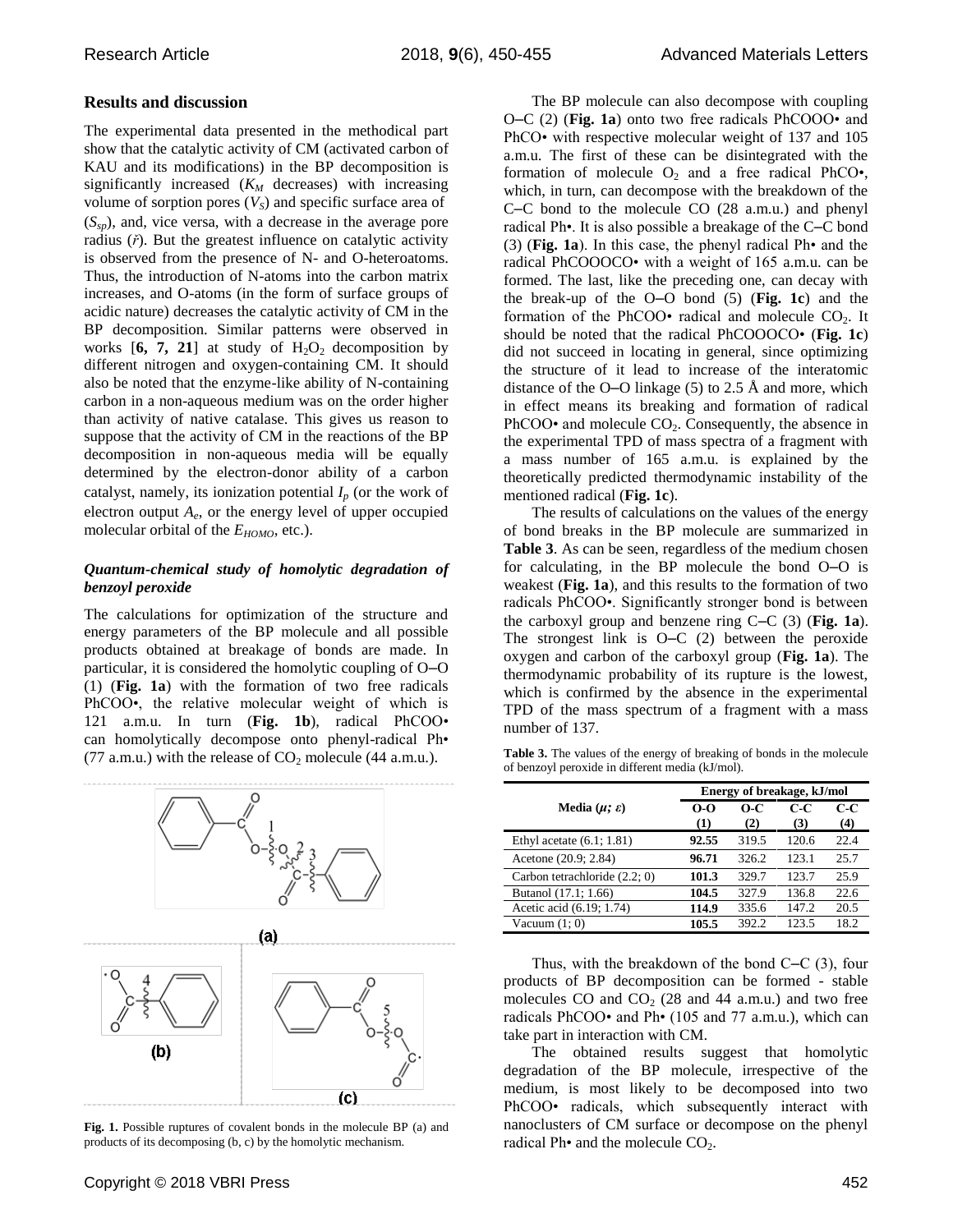## Results and discussion

The experimental data presented in the methodical part show that the catalytic activity of CM (activated carbon of KAU and its modifications) in the BP decomposition is significantly increased ($K_M$ decreases) with increasing volume of sorption pores ($V_S$) and specific surface area of ($S_{sp}$), and, vice versa, with a decrease in the average pore radius ($\check{r}$). But the greatest influence on catalytic activity is observed from the presence of N- and O-heteroatoms. Thus, the introduction of N-atoms into the carbon matrix increases, and O-atoms (in the form of surface groups of acidic nature) decreases the catalytic activity of CM in the BP decomposition. Similar patterns were observed in works [**6, 7, 21**] at study of $H_2O_2$ decomposition by different nitrogen and oxygen-containing CM. It should also be noted that the enzyme-like ability of N-containing carbon in a non-aqueous medium was on the order higher than activity of native catalase. This gives us reason to suppose that the activity of CM in the reactions of the BP decomposition in non-aqueous media will be equally determined by the electron-donor ability of a carbon catalyst, namely, its ionization potential $I_p$ (or the work of electron output $A_e$, or the energy level of upper occupied molecular orbital of the $E_{HOMO}$, etc.).

### *Quantum-chemical study of homolytic degradation of benzoyl peroxide*

The calculations for optimization of the structure and energy parameters of the BP molecule and all possible products obtained at breakage of bonds are made. In particular, it is considered the homolytic coupling of O–O (1) (**Fig. 1a**) with the formation of two free radicals PhCOO•, the relative molecular weight of which is 121 a.m.u. In turn (**Fig. 1b**), radical PhCOO• can homolytically decompose onto phenyl-radical Ph• (77 a.m.u.) with the release of $CO_2$ molecule (44 a.m.u.).

**Fig. 1.** Possible ruptures of covalent bonds in the molecule BP (a) and products of its decomposing (b, c) by the homolytic mechanism.

The BP molecule can also decompose with coupling O–C (2) (**Fig. 1a**) onto two free radicals PhCOOO• and PhCO• with respective molecular weight of 137 and 105 a.m.u. The first of these can be disintegrated with the formation of molecule $O_2$ and a free radical PhCO•, which, in turn, can decompose with the breakdown of the C–C bond to the molecule CO (28 a.m.u.) and phenyl radical Ph•. It is also possible a breakage of the C–C bond (3) (**Fig. 1a**). In this case, the phenyl radical Ph• and the radical PhCOOOCO• with a weight of 165 a.m.u. can be formed. The last, like the preceding one, can decay with the break-up of the O–O bond (5) (**Fig. 1c**) and the formation of the PhCOO• radical and molecule $CO_2$. It should be noted that the radical PhCOOOCO• (**Fig. 1c**) did not succeed in locating in general, since optimizing the structure of it lead to increase of the interatomic distance of the O–O linkage (5) to 2.5 Å and more, which in effect means its breaking and formation of radical PhCOO• and molecule $CO_2$. Consequently, the absence in the experimental TPD of mass spectra of a fragment with a mass number of 165 a.m.u. is explained by the theoretically predicted thermodynamic instability of the mentioned radical (**Fig. 1c**).

The results of calculations on the values of the energy of bond breaks in the BP molecule are summarized in **Table 3**. As can be seen, regardless of the medium chosen for calculating, in the BP molecule the bond O–O is weakest (**Fig. 1a**), and this results to the formation of two radicals PhCOO•. Significantly stronger bond is between the carboxyl group and benzene ring C–C (3) (**Fig. 1a**). The strongest link is O–C (2) between the peroxide oxygen and carbon of the carboxyl group (**Fig. 1a**). The thermodynamic probability of its rupture is the lowest, which is confirmed by the absence in the experimental TPD of the mass spectrum of a fragment with a mass number of 137.

**Table 3.** The values of the energy of breaking of bonds in the molecule of benzoyl peroxide in different media (kJ/mol).

| Media ($\mu$; $\varepsilon$) | Energy of breakage, kJ/mol | | | |
|---|---|---|---|---|
| | O-O (1) | O-C (2) | C-C (3) | C-C (4) |
| Ethyl acetate (6.1; 1.81) | **92.55** | 319.5 | 120.6 | 22.4 |
| Acetone (20.9; 2.84) | **96.71** | 326.2 | 123.1 | 25.7 |
| Carbon tetrachloride (2.2; 0) | **101.3** | 329.7 | 123.7 | 25.9 |
| Butanol (17.1; 1.66) | **104.5** | 327.9 | 136.8 | 22.6 |
| Acetic acid (6.19; 1.74) | **114.9** | 335.6 | 147.2 | 20.5 |
| Vacuum (1; 0) | **105.5** | 392.2 | 123.5 | 18.2 |

Thus, with the breakdown of the bond C–C (3), four products of BP decomposition can be formed - stable molecules CO and $CO_2$ (28 and 44 a.m.u.) and two free radicals PhCOO• and Ph• (105 and 77 a.m.u.), which can take part in interaction with CM.

The obtained results suggest that homolytic degradation of the BP molecule, irrespective of the medium, is most likely to be decomposed into two PhCOO• radicals, which subsequently interact with nanoclusters of CM surface or decompose on the phenyl radical Ph• and the molecule $CO_2$.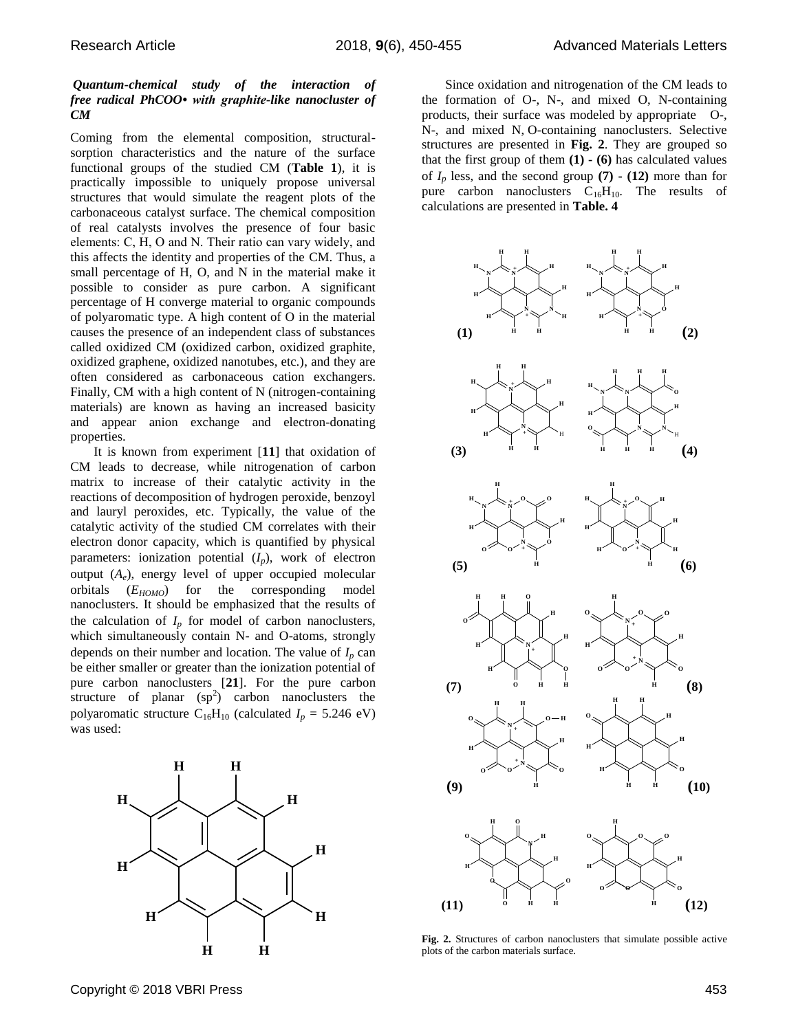***Quantum-chemical study of the interaction of free radical PhCOO• with graphite-like nanocluster of CM***

Coming from the elemental composition, structural-sorption characteristics and the nature of the surface functional groups of the studied CM (**Table 1**), it is practically impossible to uniquely propose universal structures that would simulate the reagent plots of the carbonaceous catalyst surface. The chemical composition of real catalysts involves the presence of four basic elements: C, H, O and N. Their ratio can vary widely, and this affects the identity and properties of the CM. Thus, a small percentage of H, O, and N in the material make it possible to consider as pure carbon. A significant percentage of H converge material to organic compounds of polyaromatic type. A high content of O in the material causes the presence of an independent class of substances called oxidized CM (oxidized carbon, oxidized graphite, oxidized graphene, oxidized nanotubes, etc.), and they are often considered as carbonaceous cation exchangers. Finally, CM with a high content of N (nitrogen-containing materials) are known as having an increased basicity and appear anion exchange and electron-donating properties.

It is known from experiment [**11**] that oxidation of CM leads to decrease, while nitrogenation of carbon matrix to increase of their catalytic activity in the reactions of decomposition of hydrogen peroxide, benzoyl and lauryl peroxides, etc. Typically, the value of the catalytic activity of the studied CM correlates with their electron donor capacity, which is quantified by physical parameters: ionization potential ($I_p$), work of electron output ($A_e$), energy level of upper occupied molecular orbitals ($E_{HOMO}$) for the corresponding model nanoclusters. It should be emphasized that the results of the calculation of $I_p$ for model of carbon nanoclusters, which simultaneously contain N- and O-atoms, strongly depends on their number and location. The value of $I_p$ can be either smaller or greater than the ionization potential of pure carbon nanoclusters [**21**]. For the pure carbon structure of planar ($sp^2$) carbon nanoclusters the polyaromatic structure $C_{16}H_{10}$ (calculated $I_p$ = 5.246 eV) was used:

Since oxidation and nitrogenation of the CM leads to the formation of O-, N-, and mixed O, N-containing products, their surface was modeled by appropriate O-, N-, and mixed N, O-containing nanoclusters. Selective structures are presented in **Fig. 2**. They are grouped so that the first group of them **(1)** - **(6)** has calculated values of $I_p$ less, and the second group **(7) - (12)** more than for pure carbon nanoclusters $C_{16}H_{10}$. The results of calculations are presented in **Table. 4**

**Fig. 2.** Structures of carbon nanoclusters that simulate possible active plots of the carbon materials surface.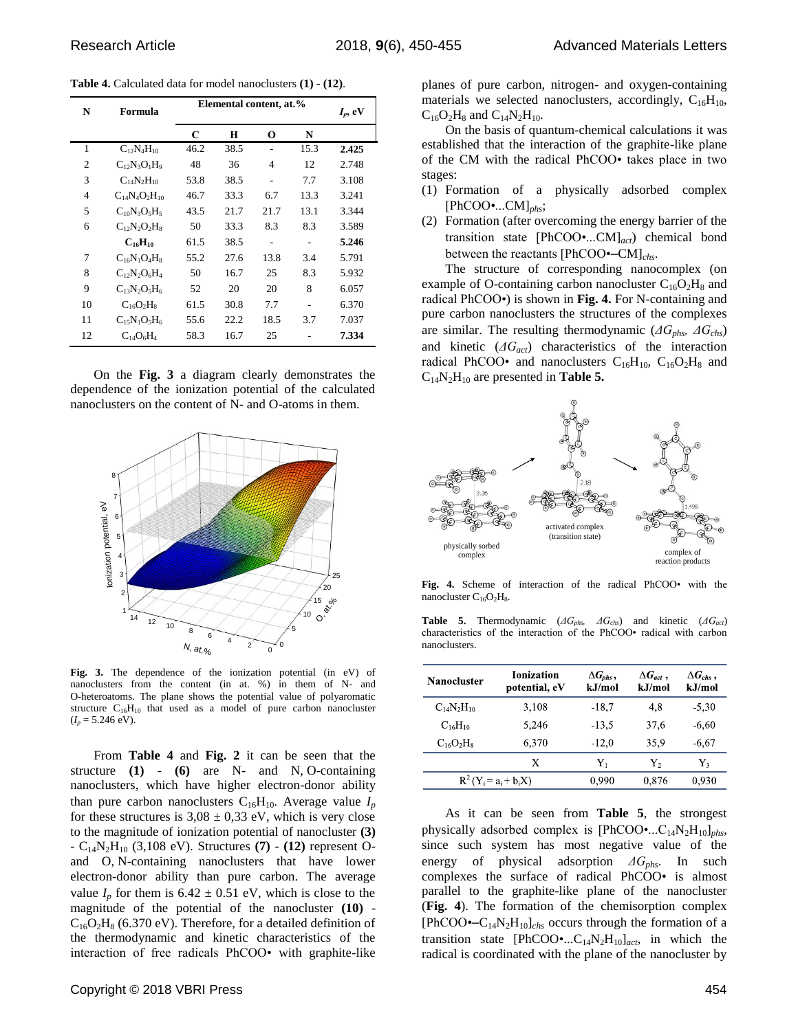**Table 4.** Calculated data for model nanoclusters **(1) - (12)**.

| N | Formula | Elemental content, at.% | | | | $I_p$, eV |
|---|---|---|---|---|---|---|
| | | C | H | O | N | |
| 1 | $C_{12}N_4H_{10}$ | 46.2 | 38.5 | - | 15.3 | **2.425** |
| 2 | $C_{12}N_3O_1H_9$ | 48 | 36 | 4 | 12 | 2.748 |
| 3 | $C_{14}N_2H_{10}$ | 53.8 | 38.5 | - | 7.7 | 3.108 |
| 4 | $C_{14}N_4O_2H_{10}$ | 46.7 | 33.3 | 6.7 | 13.3 | 3.241 |
| 5 | $C_{10}N_3O_5H_5$ | 43.5 | 21.7 | 21.7 | 13.1 | 3.344 |
| 6 | $C_{12}N_2O_2H_8$ | 50 | 33.3 | 8.3 | 8.3 | 3.589 |
| | **$C_{16}H_{10}$** | 61.5 | 38.5 | - | - | **5.246** |
| 7 | $C_{16}N_1O_4H_8$ | 55.2 | 27.6 | 13.8 | 3.4 | 5.791 |
| 8 | $C_{12}N_2O_6H_4$ | 50 | 16.7 | 25 | 8.3 | 5.932 |
| 9 | $C_{13}N_2O_5H_6$ | 52 | 20 | 20 | 8 | 6.057 |
| 10 | $C_{16}O_2H_8$ | 61.5 | 30.8 | 7.7 | - | 6.370 |
| 11 | $C_{15}N_1O_5H_6$ | 55.6 | 22.2 | 18.5 | 3.7 | 7.037 |
| 12 | $C_{14}O_6H_4$ | 58.3 | 16.7 | 25 | - | **7.334** |

On the **Fig. 3** a diagram clearly demonstrates the dependence of the ionization potential of the calculated nanoclusters on the content of N- and O-atoms in them.

**Fig. 3.** The dependence of the ionization potential (in eV) of nanoclusters from the content (in at. %) in them of N- and O-heteroatoms. The plane shows the potential value of polyaromatic structure $C_{16}H_{10}$ that used as a model of pure carbon nanocluster ($I_p$ = 5.246 eV).

From **Table 4** and **Fig. 2** it can be seen that the structure **(1)** - **(6)** are N- and N, O-containing nanoclusters, which have higher electron-donor ability than pure carbon nanoclusters $C_{16}H_{10}$. Average value $I_p$ for these structures is 3,08 ± 0,33 eV, which is very close to the magnitude of ionization potential of nanocluster **(3)** - $C_{14}N_2H_{10}$ (3,108 eV). Structures **(7)** - **(12)** represent O- and O, N-containing nanoclusters that have lower electron-donor ability than pure carbon. The average value $I_p$ for them is 6.42 ± 0.51 eV, which is close to the magnitude of the potential of the nanocluster **(10)** - $C_{16}O_2H_8$ (6.370 eV). Therefore, for a detailed definition of the thermodynamic and kinetic characteristics of the interaction of free radicals PhCOO• with graphite-like planes of pure carbon, nitrogen- and oxygen-containing materials we selected nanoclusters, accordingly, $C_{16}H_{10}$, $C_{16}O_2H_8$ and $C_{14}N_2H_{10}$.

On the basis of quantum-chemical calculations it was established that the interaction of the graphite-like plane of the CM with the radical PhCOO• takes place in two stages:

(1) Formation of a physically adsorbed complex $[PhCOO\bullet...CM]_{phs}$;
(2) Formation (after overcoming the energy barrier of the transition state $[PhCOO\bullet...CM]_{act}$) chemical bond between the reactants $[PhCOO\bullet–CM]_{chs}$.

The structure of corresponding nanocomplex (on example of O-containing carbon nanocluster $C_{16}O_2H_8$ and radical PhCOO•) is shown in **Fig. 4.** For N-containing and pure carbon nanoclusters the structures of the complexes are similar. The resulting thermodynamic ($\Delta G_{phs}$, $\Delta G_{chs}$) and kinetic ($\Delta G_{act}$) characteristics of the interaction radical PhCOO• and nanoclusters $C_{16}H_{10}$, $C_{16}O_2H_8$ and $C_{14}N_2H_{10}$ are presented in **Table 5.**

**Fig. 4.** Scheme of interaction of the radical PhCOO• with the nanocluster $C_{16}O_2H_8$.

**Table 5.** Thermodynamic ($\Delta G_{phs}$, $\Delta G_{chs}$) and kinetic ($\Delta G_{act}$) characteristics of the interaction of the PhCOO• radical with carbon nanoclusters.

| Nanocluster | Ionization potential, eV | $\Delta G_{phs}$, kJ/mol | $\Delta G_{act}$, kJ/mol | $\Delta G_{chs}$, kJ/mol |
|---|---|---|---|---|
| $C_{14}N_2H_{10}$ | 3,108 | -18,7 | 4,8 | -5,30 |
| $C_{16}H_{10}$ | 5,246 | -13,5 | 37,6 | -6,60 |
| $C_{16}O_2H_8$ | 6,370 | -12,0 | 35,9 | -6,67 |
| | X | $Y_1$ | $Y_2$ | $Y_3$ |
| $R^2$ ($Y_i = a_i + b_iX$) | | 0,990 | 0,876 | 0,930 |

As it can be seen from **Table 5**, the strongest physically adsorbed complex is $[PhCOO\bullet...C_{14}N_2H_{10}]_{phs}$, since such system has most negative value of the energy of physical adsorption $\Delta G_{phs}$. In such complexes the surface of radical PhCOO• is almost parallel to the graphite-like plane of the nanocluster (**Fig. 4**). The formation of the chemisorption complex $[PhCOO\bullet–C_{14}N_2H_{10}]_{chs}$ occurs through the formation of a transition state $[PhCOO\bullet...C_{14}N_2H_{10}]_{act}$, in which the radical is coordinated with the plane of the nanocluster by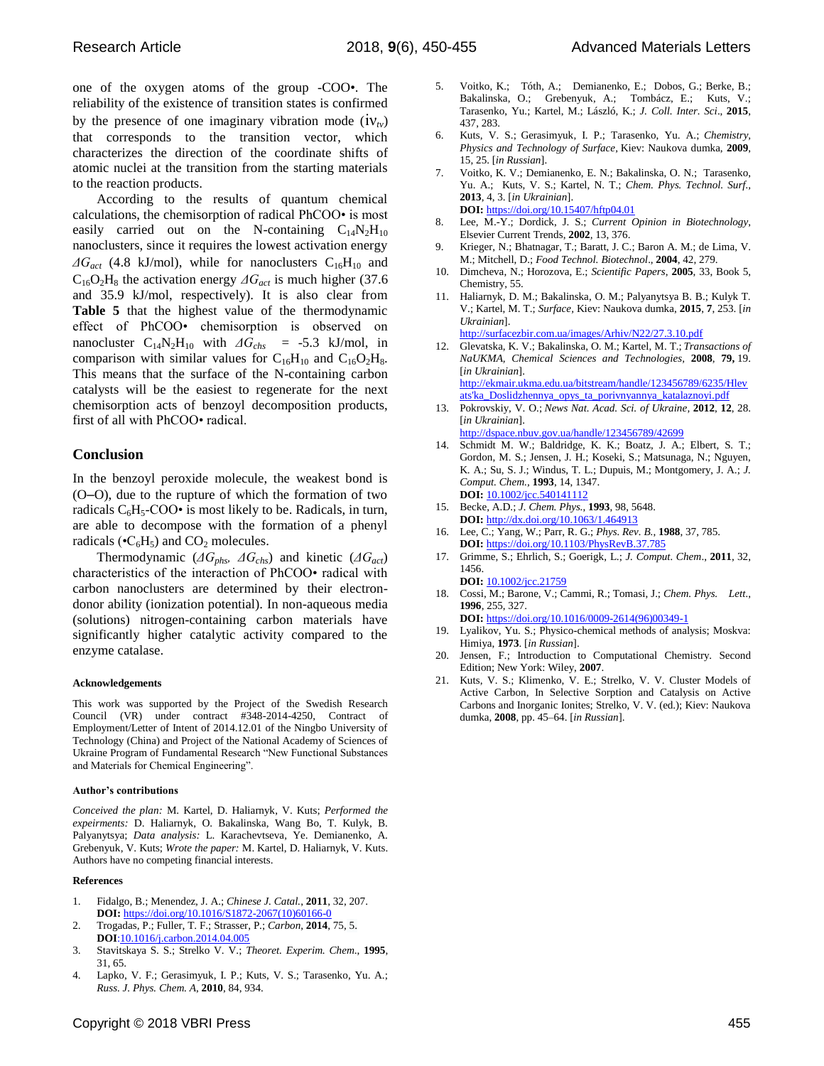one of the oxygen atoms of the group -COO•. The reliability of the existence of transition states is confirmed by the presence of one imaginary vibration mode ($i\nu_{tv}$) that corresponds to the transition vector, which characterizes the direction of the coordinate shifts of atomic nuclei at the transition from the starting materials to the reaction products.

According to the results of quantum chemical calculations, the chemisorption of radical PhCOO• is most easily carried out on the N-containing $C_{14}N_2H_{10}$ nanoclusters, since it requires the lowest activation energy $\Delta G_{act}$ (4.8 kJ/mol), while for nanoclusters $C_{16}H_{10}$ and $C_{16}O_2H_8$ the activation energy $\Delta G_{act}$ is much higher (37.6 and 35.9 kJ/mol, respectively). It is also clear from **Table 5** that the highest value of the thermodynamic effect of PhCOO• chemisorption is observed on nanocluster $C_{14}N_2H_{10}$ with $\Delta G_{chs}$ = -5.3 kJ/mol, in comparison with similar values for $C_{16}H_{10}$ and $C_{16}O_2H_8$. This means that the surface of the N-containing carbon catalysts will be the easiest to regenerate for the next chemisorption acts of benzoyl decomposition products, first of all with PhCOO• radical.

## Conclusion

In the benzoyl peroxide molecule, the weakest bond is (O–O), due to the rupture of which the formation of two radicals $C_6H_5$-COO• is most likely to be. Radicals, in turn, are able to decompose with the formation of a phenyl radicals (•$C_6H_5$) and $CO_2$ molecules.

Thermodynamic ($\Delta G_{phs}$, $\Delta G_{chs}$) and kinetic ($\Delta G_{act}$) characteristics of the interaction of PhCOO• radical with carbon nanoclusters are determined by their electron-donor ability (ionization potential). In non-aqueous media (solutions) nitrogen-containing carbon materials have significantly higher catalytic activity compared to the enzyme catalase.

#### Acknowledgements

This work was supported by the Project of the Swedish Research Council (VR) under contract #348-2014-4250, Contract of Employment/Letter of Intent of 2014.12.01 of the Ningbo University of Technology (China) and Project of the National Academy of Sciences of Ukraine Program of Fundamental Research "New Functional Substances and Materials for Chemical Engineering".

#### Author's contributions

*Conceived the plan:* M. Kartel, D. Haliarnyk, V. Kuts; *Performed the expeirments:* D. Haliarnyk, O. Bakalinska, Wang Bo, T. Kulyk, B. Palyanytsya; *Data analysis:* L. Karachevtseva, Ye. Demianenko, A. Grebenyuk, V. Kuts; *Wrote the paper:* M. Kartel, D. Haliarnyk, V. Kuts. Authors have no competing financial interests.

#### References

1. Fidalgo, B.; Menendez, J. A.; *Chinese J. Catal.*, **2011**, 32, 207. **DOI:** https://doi.org/10.1016/S1872-2067(10)60166-0
2. Trogadas, P.; Fuller, T. F.; Strasser, P.; *Carbon*, **2014**, 75, 5. **DOI**:10.1016/j.carbon.2014.04.005
3. Stavitskaya S. S.; Strelko V. V.; *Theoret. Experim. Chem.*, **1995**, 31, 65.
4. Lapko, V. F.; Gerasimyuk, I. P.; Kuts, V. S.; Tarasenko, Yu. A.; *Russ. J. Phys. Chem. A*, **2010**, 84, 934.
5. Voitko, K.; Tóth, A.; Demianenko, E.; Dobos, G.; Berke, B.; Bakalinska, O.; Grebenyuk, A.; Tombácz, E.; Kuts, V.; Tarasenko, Yu.; Kartel, M.; László, K.; *J. Coll. Inter. Sci*., **2015**, 437, 283.
6. Kuts, V. S.; Gerasimyuk, I. P.; Tarasenko, Yu. A.; *Chemistry, Physics and Technology of Surface*, Kiev: Naukova dumka, **2009**, 15, 25. [*in Russian*].
7. Voitko, K. V.; Demianenko, E. N.; Bakalinska, O. N.; Tarasenko, Yu. A.; Kuts, V. S.; Kartel, N. T.; *Chem. Phys. Technol. Surf.*, **2013**, 4, 3. [*in Ukrainian*]. **DOI:** https://doi.org/10.15407/hftp04.01
8. Lee, M.-Y.; Dordick, J. S.; *Current Opinion in Biotechnology*, Elsevier Current Trends, **2002**, 13, 376.
9. Krieger, N.; Bhatnagar, T.; Baratt, J. C.; Baron A. M.; de Lima, V. M.; Mitchell, D.; *Food Technol. Biotechnol*., **2004**, 42, 279.
10. Dimcheva, N.; Horozova, E.; *Scientific Papers*, **2005**, 33, Book 5, Chemistry, 55.
11. Haliarnyk, D. M.; Bakalinska, O. M.; Palyanytsya B. B.; Kulyk T. V.; Kartel, M. T.; *Surface*, Kiev: Naukova dumka, **2015**, **7**, 253. [*in Ukrainian*]. http://surfacezbir.com.ua/images/Arhiv/N22/27.3.10.pdf
12. Glevatska, K. V.; Bakalinska, O. M.; Kartel, M. T.; *Transactions of NaUKMA, Chemical Sciences and Technologies*, **2008**, **79,** 19. [*in Ukrainian*]. http://ekmair.ukma.edu.ua/bitstream/handle/123456789/6235/Hlevats'ka_Doslidzhennya_opys_ta_porivnyannya_katalaznoyi.pdf
13. Pokrovskiy, V. O.; *News Nat. Acad. Sci. of Ukraine*, **2012**, **12**, 28. [*in Ukrainian*]. http://dspace.nbuv.gov.ua/handle/123456789/42699
14. Schmidt M. W.; Baldridge, K. K.; Boatz, J. A.; Elbert, S. T.; Gordon, M. S.; Jensen, J. H.; Koseki, S.; Matsunaga, N.; Nguyen, K. A.; Su, S. J.; Windus, T. L.; Dupuis, M.; Montgomery, J. A.; *J. Comput. Chem.*, **1993**, 14, 1347. **DOI:** 10.1002/jcc.540141112
15. Becke, A.D.; *J. Chem. Phys.*, **1993**, 98, 5648. **DOI:** http://dx.doi.org/10.1063/1.464913
16. Lee, C.; Yang, W.; Parr, R. G.; *Phys. Rev. B.*, **1988**, 37, 785. **DOI:** https://doi.org/10.1103/PhysRevB.37.785
17. Grimme, S.; Ehrlich, S.; Goerigk, L.; *J. Comput. Chem*., **2011**, 32, 1456. **DOI:** 10.1002/jcc.21759
18. Cossi, M.; Barone, V.; Cammi, R.; Tomasi, J.; *Chem. Phys. Lett.*, **1996**, 255, 327. **DOI:** https://doi.org/10.1016/0009-2614(96)00349-1
19. Lyalikov, Yu. S.; Physico-chemical methods of analysis; Moskva: Himiya, **1973**. [*in Russian*].
20. Jensen, F.; Introduction to Computational Chemistry. Second Edition; New York: Wiley, **2007**.
21. Kuts, V. S.; Klimenko, V. E.; Strelko, V. V. Cluster Models of Active Carbon, In Selective Sorption and Catalysis on Active Carbons and Inorganic Ionites; Strelko, V. V. (ed.); Kiev: Naukova dumka, **2008**, pp. 45–64. [*in Russian*].